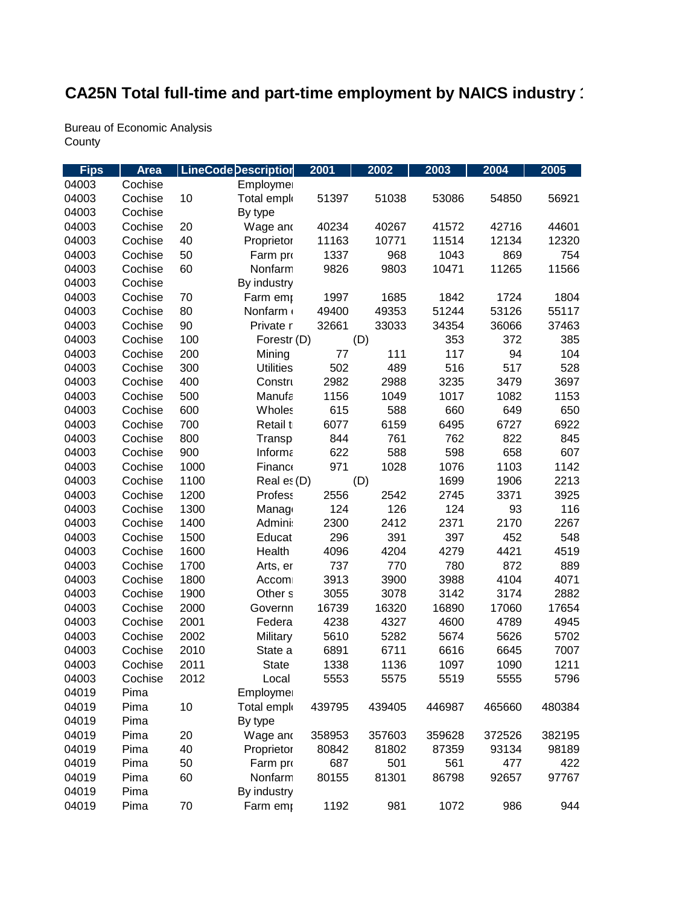# CA25N Total full-time and part-time employment by NAICS industry 1

Bureau of Economic Analysis
County

| Fips | Area | LineCode | Description | 2001 | 2002 | 2003 | 2004 | 2005 |
|---|---|---|---|---|---|---|---|---|
| 04003 | Cochise | | Employme | | | | | |
| 04003 | Cochise | 10 | Total empl | 51397 | 51038 | 53086 | 54850 | 56921 |
| 04003 | Cochise | | By type | | | | | |
| 04003 | Cochise | 20 | Wage and | 40234 | 40267 | 41572 | 42716 | 44601 |
| 04003 | Cochise | 40 | Proprietor | 11163 | 10771 | 11514 | 12134 | 12320 |
| 04003 | Cochise | 50 | Farm pro | 1337 | 968 | 1043 | 869 | 754 |
| 04003 | Cochise | 60 | Nonfarm | 9826 | 9803 | 10471 | 11265 | 11566 |
| 04003 | Cochise | | By industry | | | | | |
| 04003 | Cochise | 70 | Farm emp | 1997 | 1685 | 1842 | 1724 | 1804 |
| 04003 | Cochise | 80 | Nonfarm | 49400 | 49353 | 51244 | 53126 | 55117 |
| 04003 | Cochise | 90 | Private r | 32661 | 33033 | 34354 | 36066 | 37463 |
| 04003 | Cochise | 100 | Forestr | (D) | (D) | 353 | 372 | 385 |
| 04003 | Cochise | 200 | Mining | 77 | 111 | 117 | 94 | 104 |
| 04003 | Cochise | 300 | Utilities | 502 | 489 | 516 | 517 | 528 |
| 04003 | Cochise | 400 | Constru | 2982 | 2988 | 3235 | 3479 | 3697 |
| 04003 | Cochise | 500 | Manufa | 1156 | 1049 | 1017 | 1082 | 1153 |
| 04003 | Cochise | 600 | Wholes | 615 | 588 | 660 | 649 | 650 |
| 04003 | Cochise | 700 | Retail t | 6077 | 6159 | 6495 | 6727 | 6922 |
| 04003 | Cochise | 800 | Transp | 844 | 761 | 762 | 822 | 845 |
| 04003 | Cochise | 900 | Informa | 622 | 588 | 598 | 658 | 607 |
| 04003 | Cochise | 1000 | Finance | 971 | 1028 | 1076 | 1103 | 1142 |
| 04003 | Cochise | 1100 | Real es | (D) | (D) | 1699 | 1906 | 2213 |
| 04003 | Cochise | 1200 | Profess | 2556 | 2542 | 2745 | 3371 | 3925 |
| 04003 | Cochise | 1300 | Manag | 124 | 126 | 124 | 93 | 116 |
| 04003 | Cochise | 1400 | Admini | 2300 | 2412 | 2371 | 2170 | 2267 |
| 04003 | Cochise | 1500 | Educat | 296 | 391 | 397 | 452 | 548 |
| 04003 | Cochise | 1600 | Health | 4096 | 4204 | 4279 | 4421 | 4519 |
| 04003 | Cochise | 1700 | Arts, er | 737 | 770 | 780 | 872 | 889 |
| 04003 | Cochise | 1800 | Accom | 3913 | 3900 | 3988 | 4104 | 4071 |
| 04003 | Cochise | 1900 | Other s | 3055 | 3078 | 3142 | 3174 | 2882 |
| 04003 | Cochise | 2000 | Governn | 16739 | 16320 | 16890 | 17060 | 17654 |
| 04003 | Cochise | 2001 | Federa | 4238 | 4327 | 4600 | 4789 | 4945 |
| 04003 | Cochise | 2002 | Military | 5610 | 5282 | 5674 | 5626 | 5702 |
| 04003 | Cochise | 2010 | State a | 6891 | 6711 | 6616 | 6645 | 7007 |
| 04003 | Cochise | 2011 | State | 1338 | 1136 | 1097 | 1090 | 1211 |
| 04003 | Cochise | 2012 | Local | 5553 | 5575 | 5519 | 5555 | 5796 |
| 04019 | Pima | | Employme | | | | | |
| 04019 | Pima | 10 | Total empl | 439795 | 439405 | 446987 | 465660 | 480384 |
| 04019 | Pima | | By type | | | | | |
| 04019 | Pima | 20 | Wage and | 358953 | 357603 | 359628 | 372526 | 382195 |
| 04019 | Pima | 40 | Proprietor | 80842 | 81802 | 87359 | 93134 | 98189 |
| 04019 | Pima | 50 | Farm pro | 687 | 501 | 561 | 477 | 422 |
| 04019 | Pima | 60 | Nonfarm | 80155 | 81301 | 86798 | 92657 | 97767 |
| 04019 | Pima | | By industry | | | | | |
| 04019 | Pima | 70 | Farm emp | 1192 | 981 | 1072 | 986 | 944 |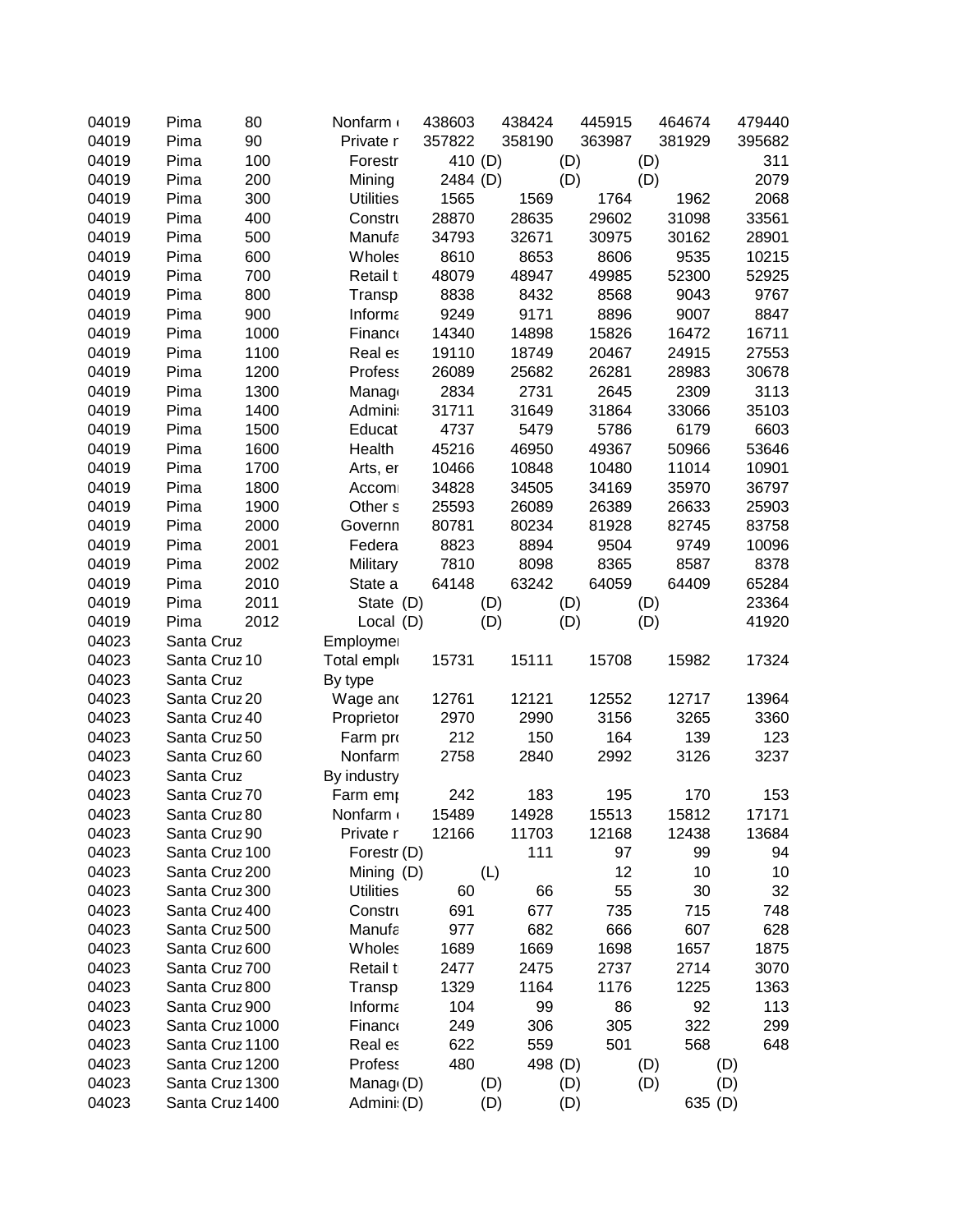| | | | | | | | | |
|---|---|---|---|---|---|---|---|---|
| 04019 | Pima | 80 | Nonfarm ( | 438603 | 438424 | 445915 | 464674 | 479440 |
| 04019 | Pima | 90 | Private r | 357822 | 358190 | 363987 | 381929 | 395682 |
| 04019 | Pima | 100 | Forestr | 410 | (D) | (D) | (D) | 311 |
| 04019 | Pima | 200 | Mining | 2484 | (D) | (D) | (D) | 2079 |
| 04019 | Pima | 300 | Utilities | 1565 | 1569 | 1764 | 1962 | 2068 |
| 04019 | Pima | 400 | Constru | 28870 | 28635 | 29602 | 31098 | 33561 |
| 04019 | Pima | 500 | Manufa | 34793 | 32671 | 30975 | 30162 | 28901 |
| 04019 | Pima | 600 | Wholes | 8610 | 8653 | 8606 | 9535 | 10215 |
| 04019 | Pima | 700 | Retail t | 48079 | 48947 | 49985 | 52300 | 52925 |
| 04019 | Pima | 800 | Transp | 8838 | 8432 | 8568 | 9043 | 9767 |
| 04019 | Pima | 900 | Informa | 9249 | 9171 | 8896 | 9007 | 8847 |
| 04019 | Pima | 1000 | Finance | 14340 | 14898 | 15826 | 16472 | 16711 |
| 04019 | Pima | 1100 | Real es | 19110 | 18749 | 20467 | 24915 | 27553 |
| 04019 | Pima | 1200 | Profess | 26089 | 25682 | 26281 | 28983 | 30678 |
| 04019 | Pima | 1300 | Manag | 2834 | 2731 | 2645 | 2309 | 3113 |
| 04019 | Pima | 1400 | Admini | 31711 | 31649 | 31864 | 33066 | 35103 |
| 04019 | Pima | 1500 | Educat | 4737 | 5479 | 5786 | 6179 | 6603 |
| 04019 | Pima | 1600 | Health | 45216 | 46950 | 49367 | 50966 | 53646 |
| 04019 | Pima | 1700 | Arts, er | 10466 | 10848 | 10480 | 11014 | 10901 |
| 04019 | Pima | 1800 | Accom | 34828 | 34505 | 34169 | 35970 | 36797 |
| 04019 | Pima | 1900 | Other s | 25593 | 26089 | 26389 | 26633 | 25903 |
| 04019 | Pima | 2000 | Governn | 80781 | 80234 | 81928 | 82745 | 83758 |
| 04019 | Pima | 2001 | Federa | 8823 | 8894 | 9504 | 9749 | 10096 |
| 04019 | Pima | 2002 | Military | 7810 | 8098 | 8365 | 8587 | 8378 |
| 04019 | Pima | 2010 | State a | 64148 | 63242 | 64059 | 64409 | 65284 |
| 04019 | Pima | 2011 | State | (D) | (D) | (D) | (D) | 23364 |
| 04019 | Pima | 2012 | Local | (D) | (D) | (D) | (D) | 41920 |
| 04023 | Santa Cruz | | Employmen | | | | | |
| 04023 | Santa Cruz | 10 | Total empl | 15731 | 15111 | 15708 | 15982 | 17324 |
| 04023 | Santa Cruz | | By type | | | | | |
| 04023 | Santa Cruz | 20 | Wage and | 12761 | 12121 | 12552 | 12717 | 13964 |
| 04023 | Santa Cruz | 40 | Proprietor | 2970 | 2990 | 3156 | 3265 | 3360 |
| 04023 | Santa Cruz | 50 | Farm pro | 212 | 150 | 164 | 139 | 123 |
| 04023 | Santa Cruz | 60 | Nonfarm | 2758 | 2840 | 2992 | 3126 | 3237 |
| 04023 | Santa Cruz | | By industry | | | | | |
| 04023 | Santa Cruz | 70 | Farm emp | 242 | 183 | 195 | 170 | 153 |
| 04023 | Santa Cruz | 80 | Nonfarm ( | 15489 | 14928 | 15513 | 15812 | 17171 |
| 04023 | Santa Cruz | 90 | Private r | 12166 | 11703 | 12168 | 12438 | 13684 |
| 04023 | Santa Cruz | 100 | Forestr | (D) | 111 | 97 | 99 | 94 |
| 04023 | Santa Cruz | 200 | Mining | (D) | (L) | 12 | 10 | 10 |
| 04023 | Santa Cruz | 300 | Utilities | 60 | 66 | 55 | 30 | 32 |
| 04023 | Santa Cruz | 400 | Constru | 691 | 677 | 735 | 715 | 748 |
| 04023 | Santa Cruz | 500 | Manufa | 977 | 682 | 666 | 607 | 628 |
| 04023 | Santa Cruz | 600 | Wholes | 1689 | 1669 | 1698 | 1657 | 1875 |
| 04023 | Santa Cruz | 700 | Retail t | 2477 | 2475 | 2737 | 2714 | 3070 |
| 04023 | Santa Cruz | 800 | Transp | 1329 | 1164 | 1176 | 1225 | 1363 |
| 04023 | Santa Cruz | 900 | Informa | 104 | 99 | 86 | 92 | 113 |
| 04023 | Santa Cruz | 1000 | Finance | 249 | 306 | 305 | 322 | 299 |
| 04023 | Santa Cruz | 1100 | Real es | 622 | 559 | 501 | 568 | 648 |
| 04023 | Santa Cruz | 1200 | Profess | 480 | 498 | (D) | (D) | (D) |
| 04023 | Santa Cruz | 1300 | Manag | (D) | (D) | (D) | (D) | (D) |
| 04023 | Santa Cruz | 1400 | Admini | (D) | (D) | (D) | 635 | (D) |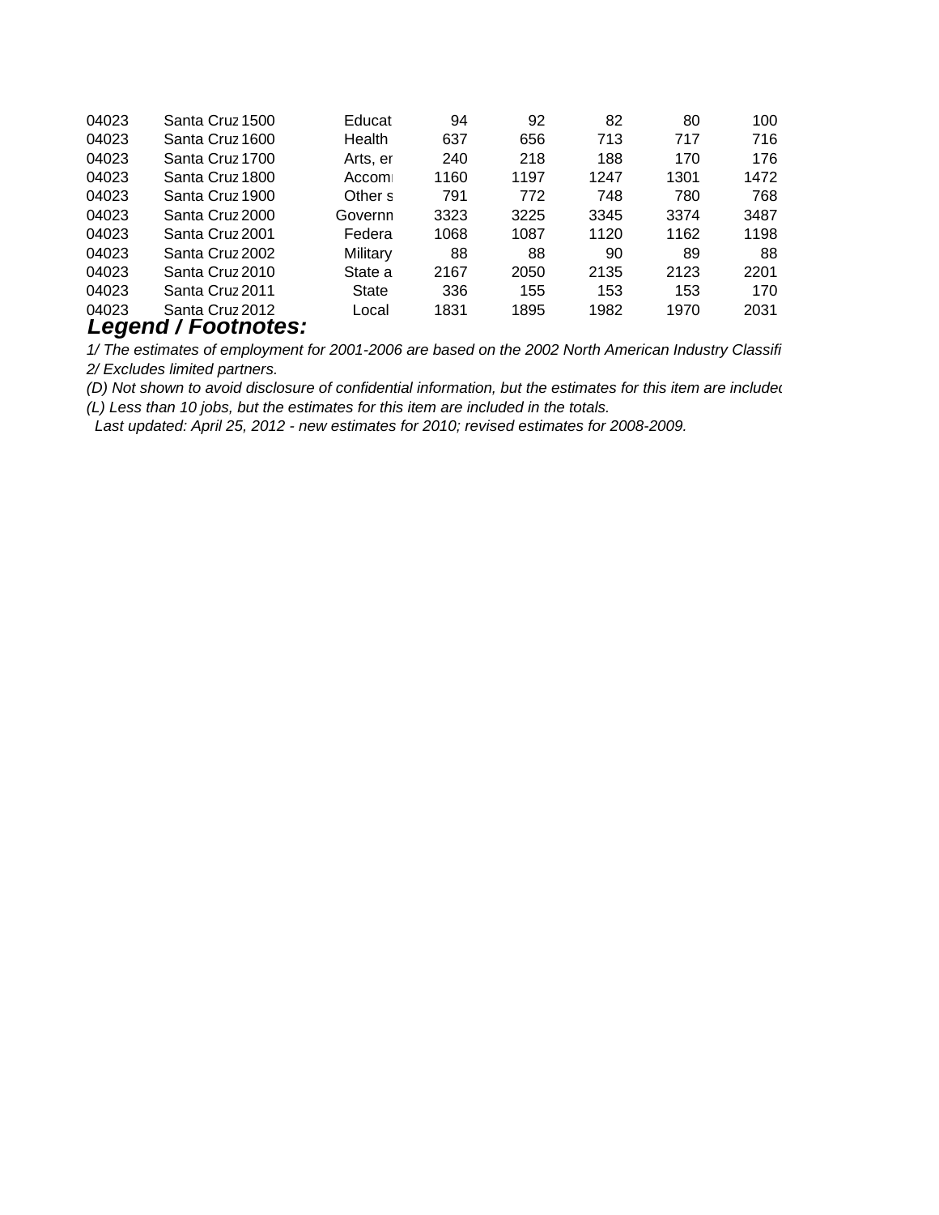| | | | | | | | | |
|---|---|---|---|---|---|---|---|---|
| 04023 | Santa Cruz | 1500 | Educat | 94 | 92 | 82 | 80 | 100 |
| 04023 | Santa Cruz | 1600 | Health | 637 | 656 | 713 | 717 | 716 |
| 04023 | Santa Cruz | 1700 | Arts, er | 240 | 218 | 188 | 170 | 176 |
| 04023 | Santa Cruz | 1800 | Accom | 1160 | 1197 | 1247 | 1301 | 1472 |
| 04023 | Santa Cruz | 1900 | Other s | 791 | 772 | 748 | 780 | 768 |
| 04023 | Santa Cruz | 2000 | Governm | 3323 | 3225 | 3345 | 3374 | 3487 |
| 04023 | Santa Cruz | 2001 | Federa | 1068 | 1087 | 1120 | 1162 | 1198 |
| 04023 | Santa Cruz | 2002 | Military | 88 | 88 | 90 | 89 | 88 |
| 04023 | Santa Cruz | 2010 | State a | 2167 | 2050 | 2135 | 2123 | 2201 |
| 04023 | Santa Cruz | 2011 | State | 336 | 155 | 153 | 153 | 170 |
| 04023 | Santa Cruz | 2012 | Local | 1831 | 1895 | 1982 | 1970 | 2031 |

## *Legend / Footnotes:*

*1/ The estimates of employment for 2001-2006 are based on the 2002 North American Industry Classifi*
*2/ Excludes limited partners.*
*(D) Not shown to avoid disclosure of confidential information, but the estimates for this item are included*
*(L) Less than 10 jobs, but the estimates for this item are included in the totals.*
*Last updated: April 25, 2012 - new estimates for 2010; revised estimates for 2008-2009.*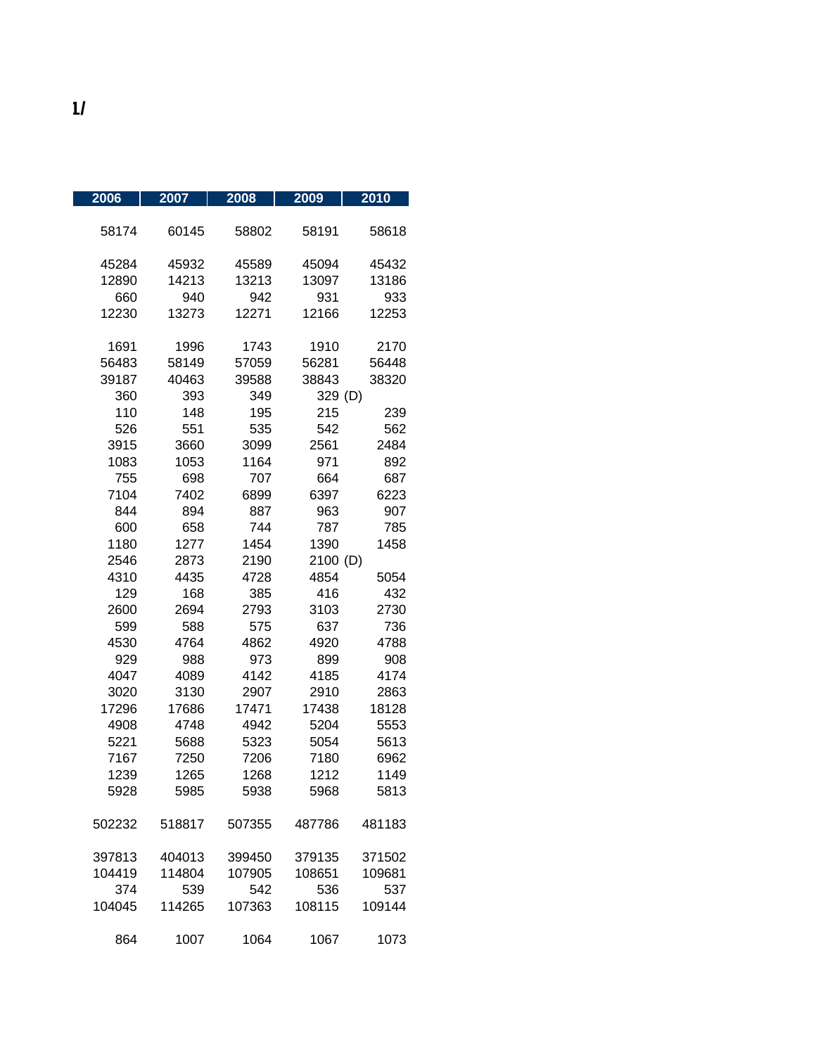1/

| 2006 | 2007 | 2008 | 2009 | 2010 |
|---|---|---|---|---|
| | | | | |
| 58174 | 60145 | 58802 | 58191 | 58618 |
| | | | | |
| 45284 | 45932 | 45589 | 45094 | 45432 |
| 12890 | 14213 | 13213 | 13097 | 13186 |
| 660 | 940 | 942 | 931 | 933 |
| 12230 | 13273 | 12271 | 12166 | 12253 |
| | | | | |
| 1691 | 1996 | 1743 | 1910 | 2170 |
| 56483 | 58149 | 57059 | 56281 | 56448 |
| 39187 | 40463 | 39588 | 38843 | 38320 |
| 360 | 393 | 349 | 329 | (D) |
| 110 | 148 | 195 | 215 | 239 |
| 526 | 551 | 535 | 542 | 562 |
| 3915 | 3660 | 3099 | 2561 | 2484 |
| 1083 | 1053 | 1164 | 971 | 892 |
| 755 | 698 | 707 | 664 | 687 |
| 7104 | 7402 | 6899 | 6397 | 6223 |
| 844 | 894 | 887 | 963 | 907 |
| 600 | 658 | 744 | 787 | 785 |
| 1180 | 1277 | 1454 | 1390 | 1458 |
| 2546 | 2873 | 2190 | 2100 | (D) |
| 4310 | 4435 | 4728 | 4854 | 5054 |
| 129 | 168 | 385 | 416 | 432 |
| 2600 | 2694 | 2793 | 3103 | 2730 |
| 599 | 588 | 575 | 637 | 736 |
| 4530 | 4764 | 4862 | 4920 | 4788 |
| 929 | 988 | 973 | 899 | 908 |
| 4047 | 4089 | 4142 | 4185 | 4174 |
| 3020 | 3130 | 2907 | 2910 | 2863 |
| 17296 | 17686 | 17471 | 17438 | 18128 |
| 4908 | 4748 | 4942 | 5204 | 5553 |
| 5221 | 5688 | 5323 | 5054 | 5613 |
| 7167 | 7250 | 7206 | 7180 | 6962 |
| 1239 | 1265 | 1268 | 1212 | 1149 |
| 5928 | 5985 | 5938 | 5968 | 5813 |
| | | | | |
| 502232 | 518817 | 507355 | 487786 | 481183 |
| | | | | |
| 397813 | 404013 | 399450 | 379135 | 371502 |
| 104419 | 114804 | 107905 | 108651 | 109681 |
| 374 | 539 | 542 | 536 | 537 |
| 104045 | 114265 | 107363 | 108115 | 109144 |
| | | | | |
| 864 | 1007 | 1064 | 1067 | 1073 |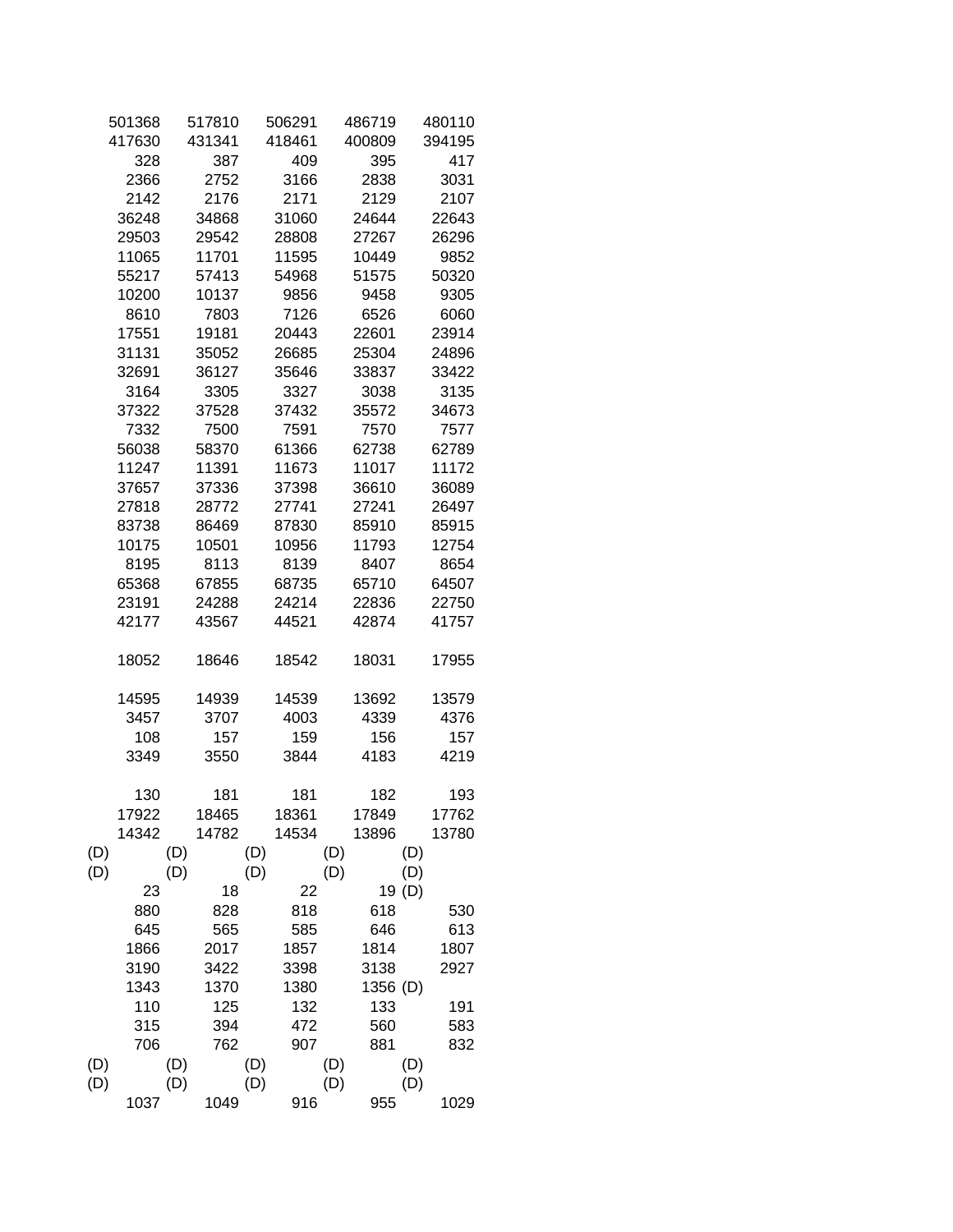| | | | | |
|---|---|---|---|---|
| 501368 | 517810 | 506291 | 486719 | 480110 |
| 417630 | 431341 | 418461 | 400809 | 394195 |
| 328 | 387 | 409 | 395 | 417 |
| 2366 | 2752 | 3166 | 2838 | 3031 |
| 2142 | 2176 | 2171 | 2129 | 2107 |
| 36248 | 34868 | 31060 | 24644 | 22643 |
| 29503 | 29542 | 28808 | 27267 | 26296 |
| 11065 | 11701 | 11595 | 10449 | 9852 |
| 55217 | 57413 | 54968 | 51575 | 50320 |
| 10200 | 10137 | 9856 | 9458 | 9305 |
| 8610 | 7803 | 7126 | 6526 | 6060 |
| 17551 | 19181 | 20443 | 22601 | 23914 |
| 31131 | 35052 | 26685 | 25304 | 24896 |
| 32691 | 36127 | 35646 | 33837 | 33422 |
| 3164 | 3305 | 3327 | 3038 | 3135 |
| 37322 | 37528 | 37432 | 35572 | 34673 |
| 7332 | 7500 | 7591 | 7570 | 7577 |
| 56038 | 58370 | 61366 | 62738 | 62789 |
| 11247 | 11391 | 11673 | 11017 | 11172 |
| 37657 | 37336 | 37398 | 36610 | 36089 |
| 27818 | 28772 | 27741 | 27241 | 26497 |
| 83738 | 86469 | 87830 | 85910 | 85915 |
| 10175 | 10501 | 10956 | 11793 | 12754 |
| 8195 | 8113 | 8139 | 8407 | 8654 |
| 65368 | 67855 | 68735 | 65710 | 64507 |
| 23191 | 24288 | 24214 | 22836 | 22750 |
| 42177 | 43567 | 44521 | 42874 | 41757 |
| | | | | |
| 18052 | 18646 | 18542 | 18031 | 17955 |
| | | | | |
| 14595 | 14939 | 14539 | 13692 | 13579 |
| 3457 | 3707 | 4003 | 4339 | 4376 |
| 108 | 157 | 159 | 156 | 157 |
| 3349 | 3550 | 3844 | 4183 | 4219 |
| | | | | |
| 130 | 181 | 181 | 182 | 193 |
| 17922 | 18465 | 18361 | 17849 | 17762 |
| 14342 | 14782 | 14534 | 13896 | 13780 |
| (D) | (D) | (D) | (D) | (D) |
| (D) | (D) | (D) | (D) | (D) |
| 23 | 18 | 22 | 19 | (D) |
| 880 | 828 | 818 | 618 | 530 |
| 645 | 565 | 585 | 646 | 613 |
| 1866 | 2017 | 1857 | 1814 | 1807 |
| 3190 | 3422 | 3398 | 3138 | 2927 |
| 1343 | 1370 | 1380 | 1356 | (D) |
| 110 | 125 | 132 | 133 | 191 |
| 315 | 394 | 472 | 560 | 583 |
| 706 | 762 | 907 | 881 | 832 |
| (D) | (D) | (D) | (D) | (D) |
| (D) | (D) | (D) | (D) | (D) |
| 1037 | 1049 | 916 | 955 | 1029 |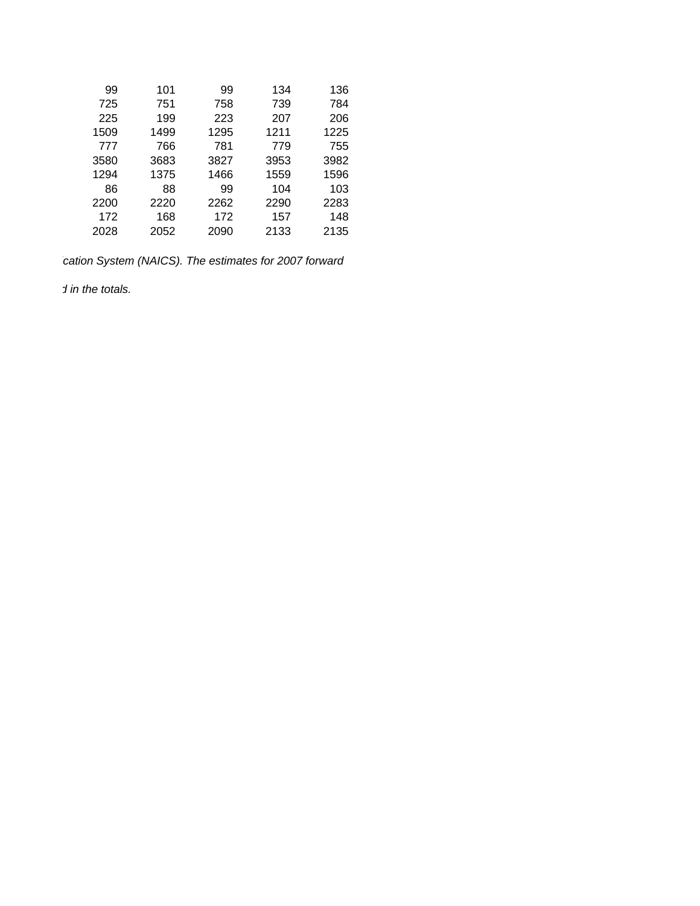| | | | | |
|---|---|---|---|---|
| 99 | 101 | 99 | 134 | 136 |
| 725 | 751 | 758 | 739 | 784 |
| 225 | 199 | 223 | 207 | 206 |
| 1509 | 1499 | 1295 | 1211 | 1225 |
| 777 | 766 | 781 | 779 | 755 |
| 3580 | 3683 | 3827 | 3953 | 3982 |
| 1294 | 1375 | 1466 | 1559 | 1596 |
| 86 | 88 | 99 | 104 | 103 |
| 2200 | 2220 | 2262 | 2290 | 2283 |
| 172 | 168 | 172 | 157 | 148 |
| 2028 | 2052 | 2090 | 2133 | 2135 |

*cation System (NAICS). The estimates for 2007 forward*

*d in the totals.*